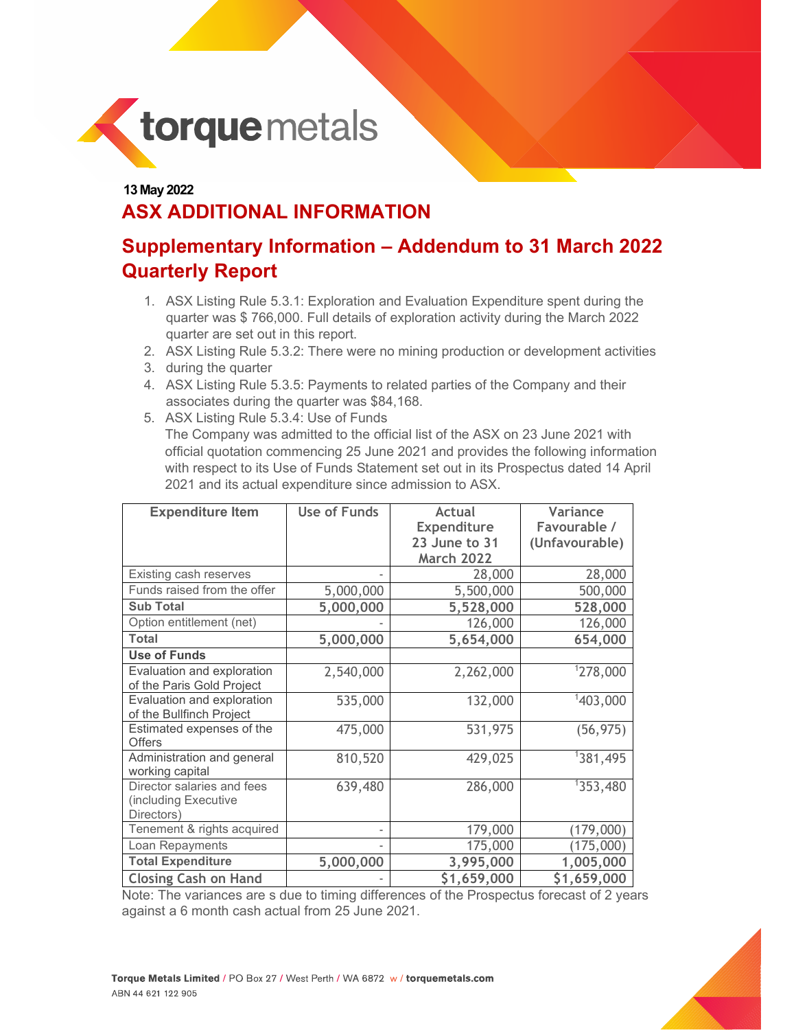**13 May 2022**

# ASX ADDITIONAL INFORMATION

## Supplementary Information – Addendum to 31 March 2022 Quarterly Report

1. ASX Listing Rule 5.3.1: Exploration and Evaluation Expenditure spent during the quarter was $ 766,000. Full details of exploration activity during the March 2022 quarter are set out in this report.
2. ASX Listing Rule 5.3.2: There were no mining production or development activities
3. during the quarter
4. ASX Listing Rule 5.3.5: Payments to related parties of the Company and their associates during the quarter was $84,168.
5. ASX Listing Rule 5.3.4: Use of Funds
   The Company was admitted to the official list of the ASX on 23 June 2021 with official quotation commencing 25 June 2021 and provides the following information with respect to its Use of Funds Statement set out in its Prospectus dated 14 April 2021 and its actual expenditure since admission to ASX.

| Expenditure Item | Use of Funds | Actual Expenditure 23 June to 31 March 2022 | Variance Favourable / (Unfavourable) |
|---|---|---|---|
| Existing cash reserves | - | 28,000 | 28,000 |
| Funds raised from the offer | 5,000,000 | 5,500,000 | 500,000 |
| **Sub Total** | **5,000,000** | **5,528,000** | **528,000** |
| Option entitlement (net) | - | 126,000 | 126,000 |
| **Total** | **5,000,000** | **5,654,000** | **654,000** |
| **Use of Funds** | | | |
| Evaluation and exploration of the Paris Gold Project | 2,540,000 | 2,262,000 | [1]278,000 |
| Evaluation and exploration of the Bullfinch Project | 535,000 | 132,000 | [1]403,000 |
| Estimated expenses of the Offers | 475,000 | 531,975 | (56,975) |
| Administration and general working capital | 810,520 | 429,025 | [1]381,495 |
| Director salaries and fees (including Executive Directors) | 639,480 | 286,000 | [1]353,480 |
| Tenement & rights acquired | - | 179,000 | (179,000) |
| Loan Repayments | - | 175,000 | (175,000) |
| **Total Expenditure** | **5,000,000** | **3,995,000** | **1,005,000** |
| **Closing Cash on Hand** | - | **$1,659,000** | **$1,659,000** |

Note: The variances are s due to timing differences of the Prospectus forecast of 2 years against a 6 month cash actual from 25 June 2021.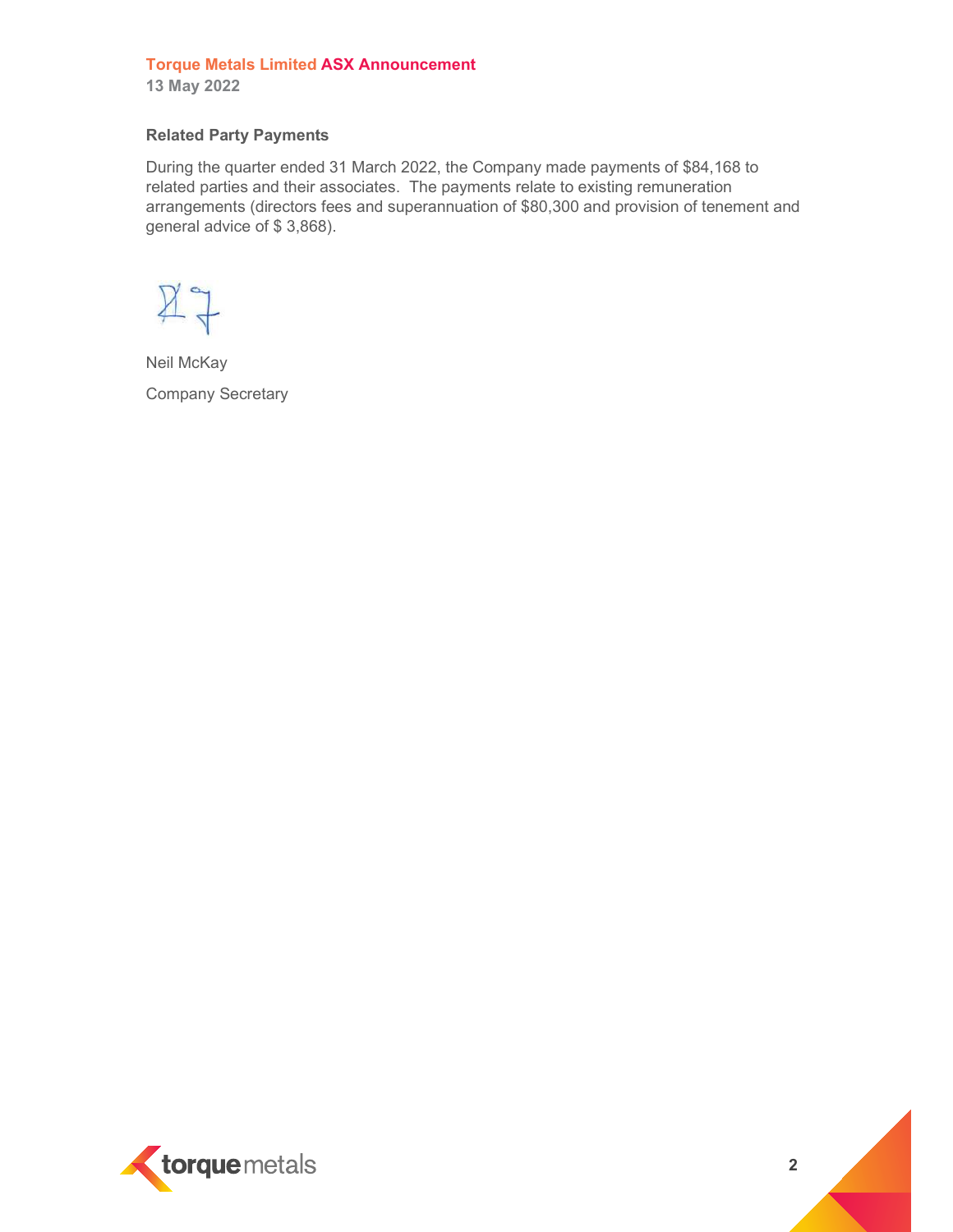## Related Party Payments

During the quarter ended 31 March 2022, the Company made payments of $84,168 to related parties and their associates. The payments relate to existing remuneration arrangements (directors fees and superannuation of $80,300 and provision of tenement and general advice of $ 3,868).

Neil McKay

Company Secretary